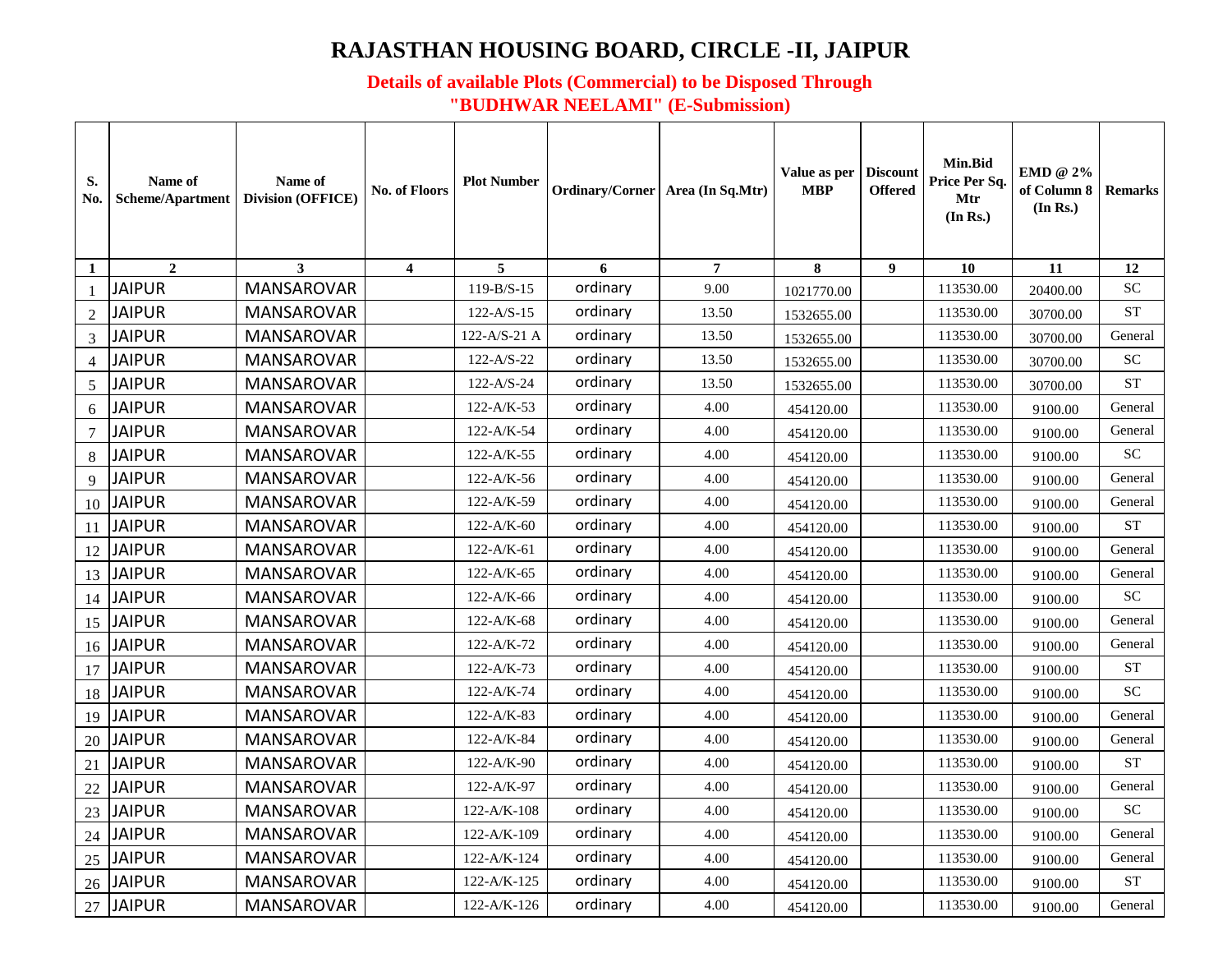# RAJASTHAN HOUSING BOARD, CIRCLE -II, JAIPUR

## Details of available Plots (Commercial) to be Disposed Through "BUDHWAR NEELAMI" (E-Submission)

| S. No. | Name of Scheme/Apartment | Name of Division (OFFICE) | No. of Floors | Plot Number | Ordinary/Corner | Area (In Sq.Mtr) | Value as per MBP | Discount Offered | Min.Bid Price Per Sq. Mtr (In Rs.) | EMD @ 2% of Column 8 (In Rs.) | Remarks |
|---|---|---|---|---|---|---|---|---|---|---|---|
| 1 | 2 | 3 | 4 | 5 | 6 | 7 | 8 | 9 | 10 | 11 | 12 |
| 1 | JAIPUR | MANSAROVAR | | 119-B/S-15 | ordinary | 9.00 | 1021770.00 | | 113530.00 | 20400.00 | SC |
| 2 | JAIPUR | MANSAROVAR | | 122-A/S-15 | ordinary | 13.50 | 1532655.00 | | 113530.00 | 30700.00 | ST |
| 3 | JAIPUR | MANSAROVAR | | 122-A/S-21 A | ordinary | 13.50 | 1532655.00 | | 113530.00 | 30700.00 | General |
| 4 | JAIPUR | MANSAROVAR | | 122-A/S-22 | ordinary | 13.50 | 1532655.00 | | 113530.00 | 30700.00 | SC |
| 5 | JAIPUR | MANSAROVAR | | 122-A/S-24 | ordinary | 13.50 | 1532655.00 | | 113530.00 | 30700.00 | ST |
| 6 | JAIPUR | MANSAROVAR | | 122-A/K-53 | ordinary | 4.00 | 454120.00 | | 113530.00 | 9100.00 | General |
| 7 | JAIPUR | MANSAROVAR | | 122-A/K-54 | ordinary | 4.00 | 454120.00 | | 113530.00 | 9100.00 | General |
| 8 | JAIPUR | MANSAROVAR | | 122-A/K-55 | ordinary | 4.00 | 454120.00 | | 113530.00 | 9100.00 | SC |
| 9 | JAIPUR | MANSAROVAR | | 122-A/K-56 | ordinary | 4.00 | 454120.00 | | 113530.00 | 9100.00 | General |
| 10 | JAIPUR | MANSAROVAR | | 122-A/K-59 | ordinary | 4.00 | 454120.00 | | 113530.00 | 9100.00 | General |
| 11 | JAIPUR | MANSAROVAR | | 122-A/K-60 | ordinary | 4.00 | 454120.00 | | 113530.00 | 9100.00 | ST |
| 12 | JAIPUR | MANSAROVAR | | 122-A/K-61 | ordinary | 4.00 | 454120.00 | | 113530.00 | 9100.00 | General |
| 13 | JAIPUR | MANSAROVAR | | 122-A/K-65 | ordinary | 4.00 | 454120.00 | | 113530.00 | 9100.00 | General |
| 14 | JAIPUR | MANSAROVAR | | 122-A/K-66 | ordinary | 4.00 | 454120.00 | | 113530.00 | 9100.00 | SC |
| 15 | JAIPUR | MANSAROVAR | | 122-A/K-68 | ordinary | 4.00 | 454120.00 | | 113530.00 | 9100.00 | General |
| 16 | JAIPUR | MANSAROVAR | | 122-A/K-72 | ordinary | 4.00 | 454120.00 | | 113530.00 | 9100.00 | General |
| 17 | JAIPUR | MANSAROVAR | | 122-A/K-73 | ordinary | 4.00 | 454120.00 | | 113530.00 | 9100.00 | ST |
| 18 | JAIPUR | MANSAROVAR | | 122-A/K-74 | ordinary | 4.00 | 454120.00 | | 113530.00 | 9100.00 | SC |
| 19 | JAIPUR | MANSAROVAR | | 122-A/K-83 | ordinary | 4.00 | 454120.00 | | 113530.00 | 9100.00 | General |
| 20 | JAIPUR | MANSAROVAR | | 122-A/K-84 | ordinary | 4.00 | 454120.00 | | 113530.00 | 9100.00 | General |
| 21 | JAIPUR | MANSAROVAR | | 122-A/K-90 | ordinary | 4.00 | 454120.00 | | 113530.00 | 9100.00 | ST |
| 22 | JAIPUR | MANSAROVAR | | 122-A/K-97 | ordinary | 4.00 | 454120.00 | | 113530.00 | 9100.00 | General |
| 23 | JAIPUR | MANSAROVAR | | 122-A/K-108 | ordinary | 4.00 | 454120.00 | | 113530.00 | 9100.00 | SC |
| 24 | JAIPUR | MANSAROVAR | | 122-A/K-109 | ordinary | 4.00 | 454120.00 | | 113530.00 | 9100.00 | General |
| 25 | JAIPUR | MANSAROVAR | | 122-A/K-124 | ordinary | 4.00 | 454120.00 | | 113530.00 | 9100.00 | General |
| 26 | JAIPUR | MANSAROVAR | | 122-A/K-125 | ordinary | 4.00 | 454120.00 | | 113530.00 | 9100.00 | ST |
| 27 | JAIPUR | MANSAROVAR | | 122-A/K-126 | ordinary | 4.00 | 454120.00 | | 113530.00 | 9100.00 | General |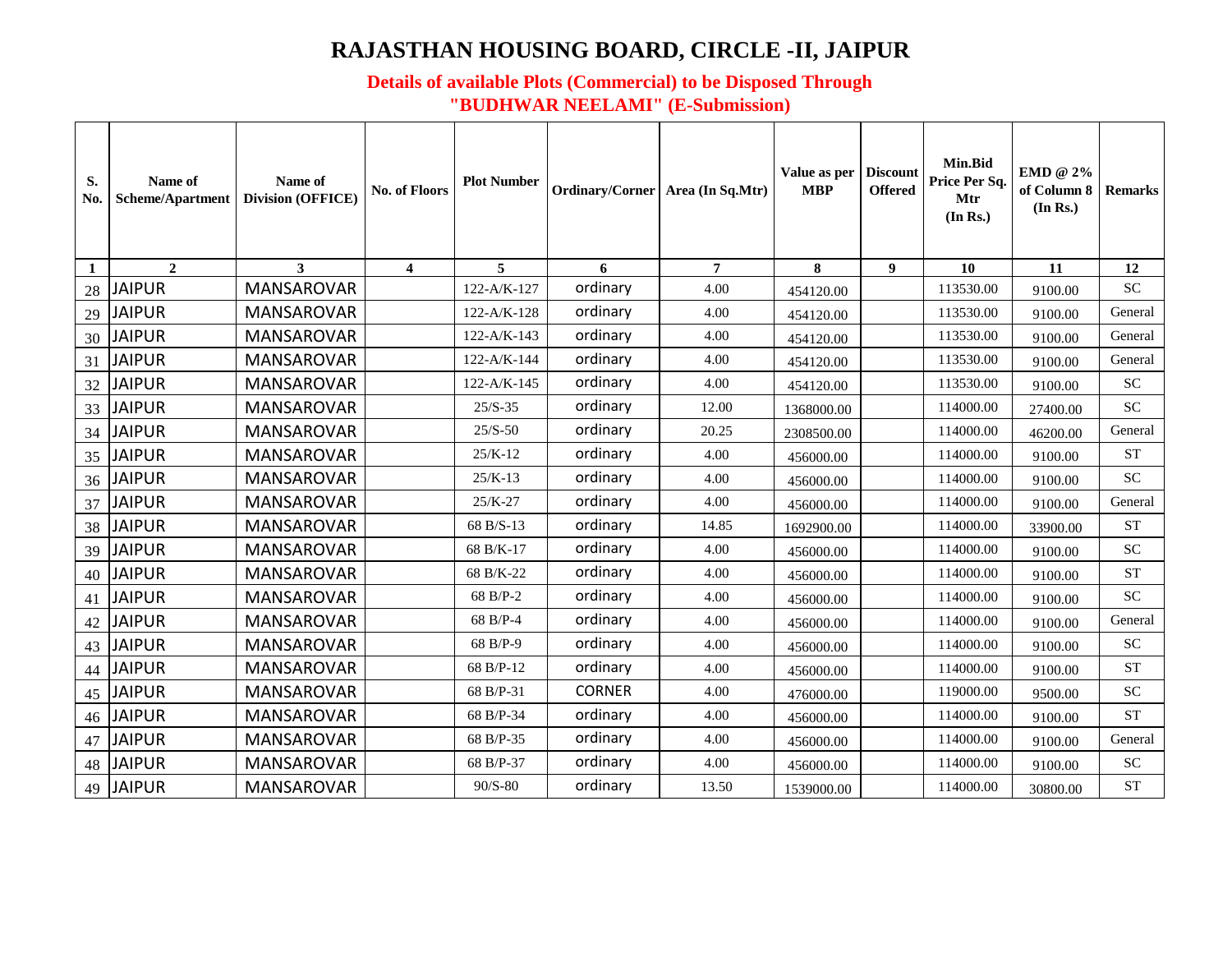# RAJASTHAN HOUSING BOARD, CIRCLE -II, JAIPUR

## Details of available Plots (Commercial) to be Disposed Through "BUDHWAR NEELAMI" (E-Submission)

| S. No. | Name of Scheme/Apartment | Name of Division (OFFICE) | No. of Floors | Plot Number | Ordinary/Corner | Area (In Sq.Mtr) | Value as per MBP | Discount Offered | Min.Bid Price Per Sq. Mtr (In Rs.) | EMD @ 2% of Column 8 (In Rs.) | Remarks |
|---|---|---|---|---|---|---|---|---|---|---|---|
| 1 | 2 | 3 | 4 | 5 | 6 | 7 | 8 | 9 | 10 | 11 | 12 |
| 28 | JAIPUR | MANSAROVAR | | 122-A/K-127 | ordinary | 4.00 | 454120.00 | | 113530.00 | 9100.00 | SC |
| 29 | JAIPUR | MANSAROVAR | | 122-A/K-128 | ordinary | 4.00 | 454120.00 | | 113530.00 | 9100.00 | General |
| 30 | JAIPUR | MANSAROVAR | | 122-A/K-143 | ordinary | 4.00 | 454120.00 | | 113530.00 | 9100.00 | General |
| 31 | JAIPUR | MANSAROVAR | | 122-A/K-144 | ordinary | 4.00 | 454120.00 | | 113530.00 | 9100.00 | General |
| 32 | JAIPUR | MANSAROVAR | | 122-A/K-145 | ordinary | 4.00 | 454120.00 | | 113530.00 | 9100.00 | SC |
| 33 | JAIPUR | MANSAROVAR | | 25/S-35 | ordinary | 12.00 | 1368000.00 | | 114000.00 | 27400.00 | SC |
| 34 | JAIPUR | MANSAROVAR | | 25/S-50 | ordinary | 20.25 | 2308500.00 | | 114000.00 | 46200.00 | General |
| 35 | JAIPUR | MANSAROVAR | | 25/K-12 | ordinary | 4.00 | 456000.00 | | 114000.00 | 9100.00 | ST |
| 36 | JAIPUR | MANSAROVAR | | 25/K-13 | ordinary | 4.00 | 456000.00 | | 114000.00 | 9100.00 | SC |
| 37 | JAIPUR | MANSAROVAR | | 25/K-27 | ordinary | 4.00 | 456000.00 | | 114000.00 | 9100.00 | General |
| 38 | JAIPUR | MANSAROVAR | | 68 B/S-13 | ordinary | 14.85 | 1692900.00 | | 114000.00 | 33900.00 | ST |
| 39 | JAIPUR | MANSAROVAR | | 68 B/K-17 | ordinary | 4.00 | 456000.00 | | 114000.00 | 9100.00 | SC |
| 40 | JAIPUR | MANSAROVAR | | 68 B/K-22 | ordinary | 4.00 | 456000.00 | | 114000.00 | 9100.00 | ST |
| 41 | JAIPUR | MANSAROVAR | | 68 B/P-2 | ordinary | 4.00 | 456000.00 | | 114000.00 | 9100.00 | SC |
| 42 | JAIPUR | MANSAROVAR | | 68 B/P-4 | ordinary | 4.00 | 456000.00 | | 114000.00 | 9100.00 | General |
| 43 | JAIPUR | MANSAROVAR | | 68 B/P-9 | ordinary | 4.00 | 456000.00 | | 114000.00 | 9100.00 | SC |
| 44 | JAIPUR | MANSAROVAR | | 68 B/P-12 | ordinary | 4.00 | 456000.00 | | 114000.00 | 9100.00 | ST |
| 45 | JAIPUR | MANSAROVAR | | 68 B/P-31 | CORNER | 4.00 | 476000.00 | | 119000.00 | 9500.00 | SC |
| 46 | JAIPUR | MANSAROVAR | | 68 B/P-34 | ordinary | 4.00 | 456000.00 | | 114000.00 | 9100.00 | ST |
| 47 | JAIPUR | MANSAROVAR | | 68 B/P-35 | ordinary | 4.00 | 456000.00 | | 114000.00 | 9100.00 | General |
| 48 | JAIPUR | MANSAROVAR | | 68 B/P-37 | ordinary | 4.00 | 456000.00 | | 114000.00 | 9100.00 | SC |
| 49 | JAIPUR | MANSAROVAR | | 90/S-80 | ordinary | 13.50 | 1539000.00 | | 114000.00 | 30800.00 | ST |